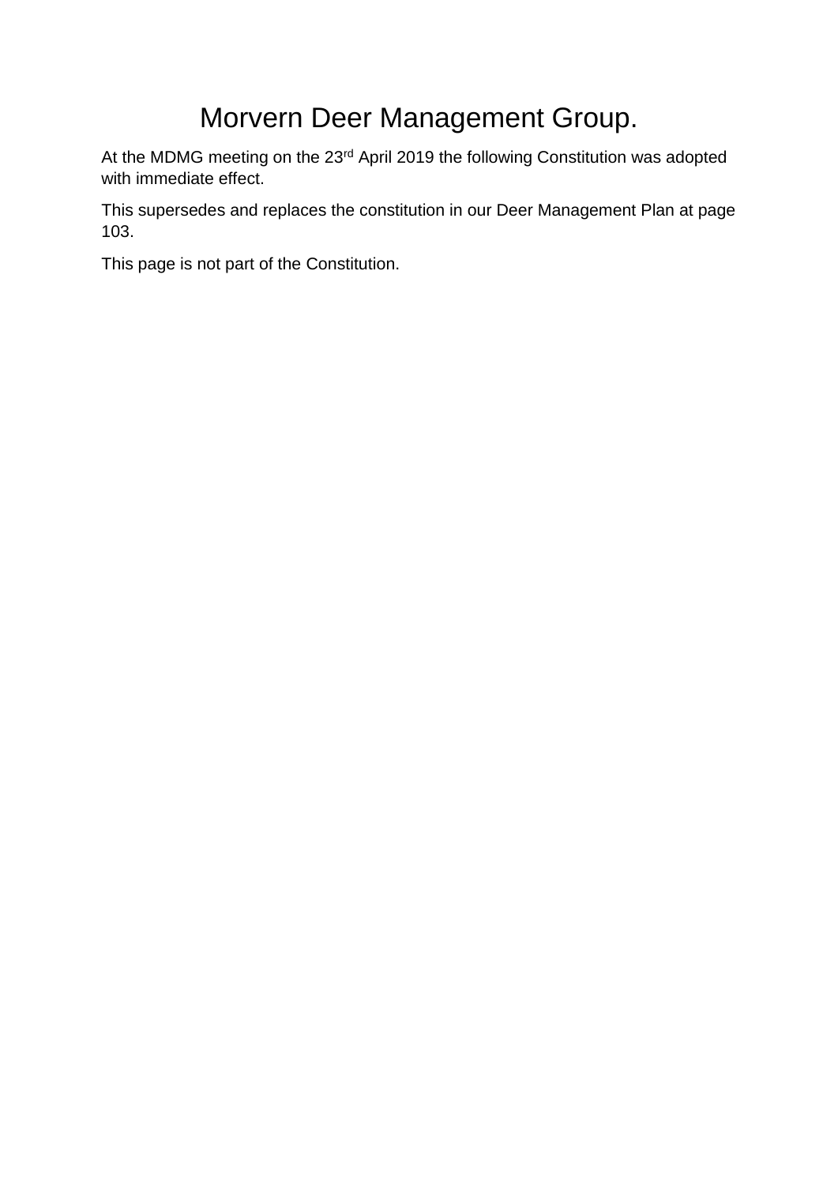# Morvern Deer Management Group.

At the MDMG meeting on the 23rd April 2019 the following Constitution was adopted with immediate effect.

This supersedes and replaces the constitution in our Deer Management Plan at page 103.

This page is not part of the Constitution.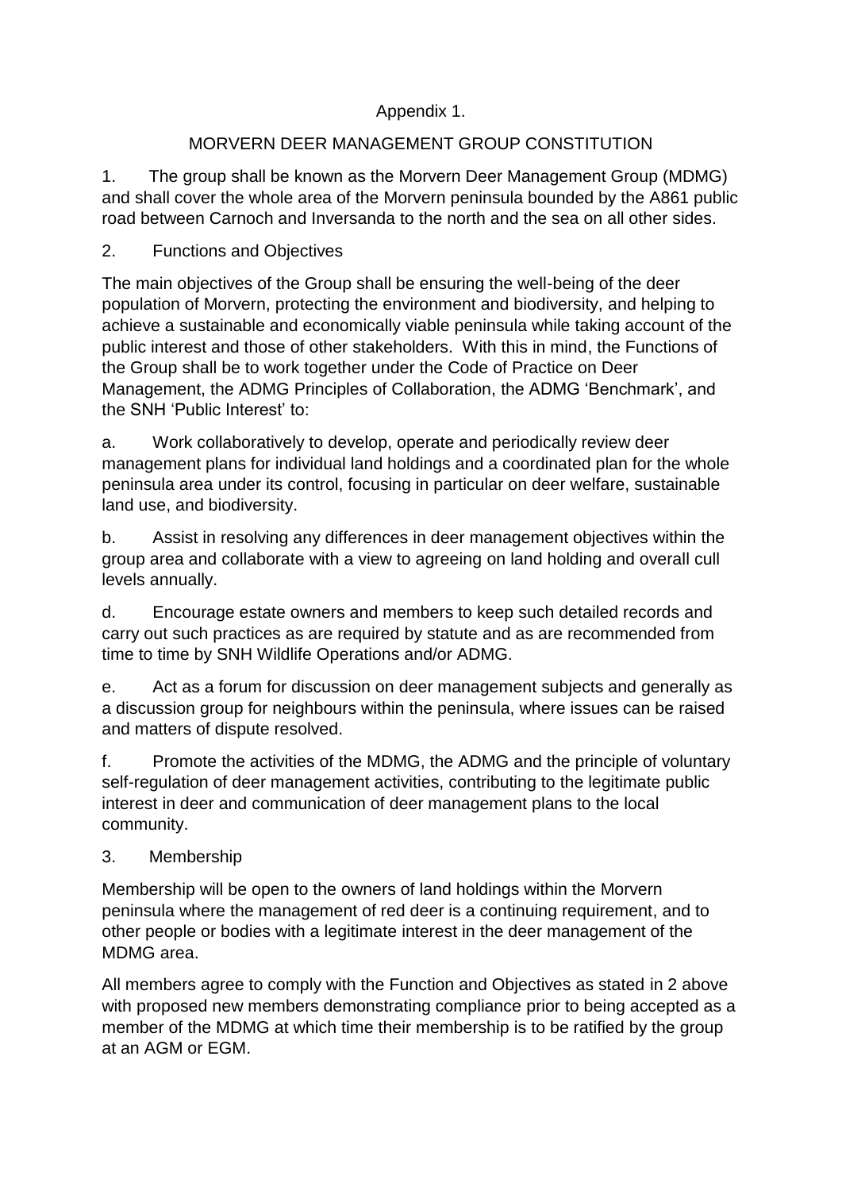Appendix 1.

MORVERN DEER MANAGEMENT GROUP CONSTITUTION

1. The group shall be known as the Morvern Deer Management Group (MDMG) and shall cover the whole area of the Morvern peninsula bounded by the A861 public road between Carnoch and Inversanda to the north and the sea on all other sides.

2. Functions and Objectives

The main objectives of the Group shall be ensuring the well-being of the deer population of Morvern, protecting the environment and biodiversity, and helping to achieve a sustainable and economically viable peninsula while taking account of the public interest and those of other stakeholders. With this in mind, the Functions of the Group shall be to work together under the Code of Practice on Deer Management, the ADMG Principles of Collaboration, the ADMG 'Benchmark', and the SNH 'Public Interest' to:

a. Work collaboratively to develop, operate and periodically review deer management plans for individual land holdings and a coordinated plan for the whole peninsula area under its control, focusing in particular on deer welfare, sustainable land use, and biodiversity.

b. Assist in resolving any differences in deer management objectives within the group area and collaborate with a view to agreeing on land holding and overall cull levels annually.

d. Encourage estate owners and members to keep such detailed records and carry out such practices as are required by statute and as are recommended from time to time by SNH Wildlife Operations and/or ADMG.

e. Act as a forum for discussion on deer management subjects and generally as a discussion group for neighbours within the peninsula, where issues can be raised and matters of dispute resolved.

f. Promote the activities of the MDMG, the ADMG and the principle of voluntary self-regulation of deer management activities, contributing to the legitimate public interest in deer and communication of deer management plans to the local community.

3. Membership

Membership will be open to the owners of land holdings within the Morvern peninsula where the management of red deer is a continuing requirement, and to other people or bodies with a legitimate interest in the deer management of the MDMG area.

All members agree to comply with the Function and Objectives as stated in 2 above with proposed new members demonstrating compliance prior to being accepted as a member of the MDMG at which time their membership is to be ratified by the group at an AGM or EGM.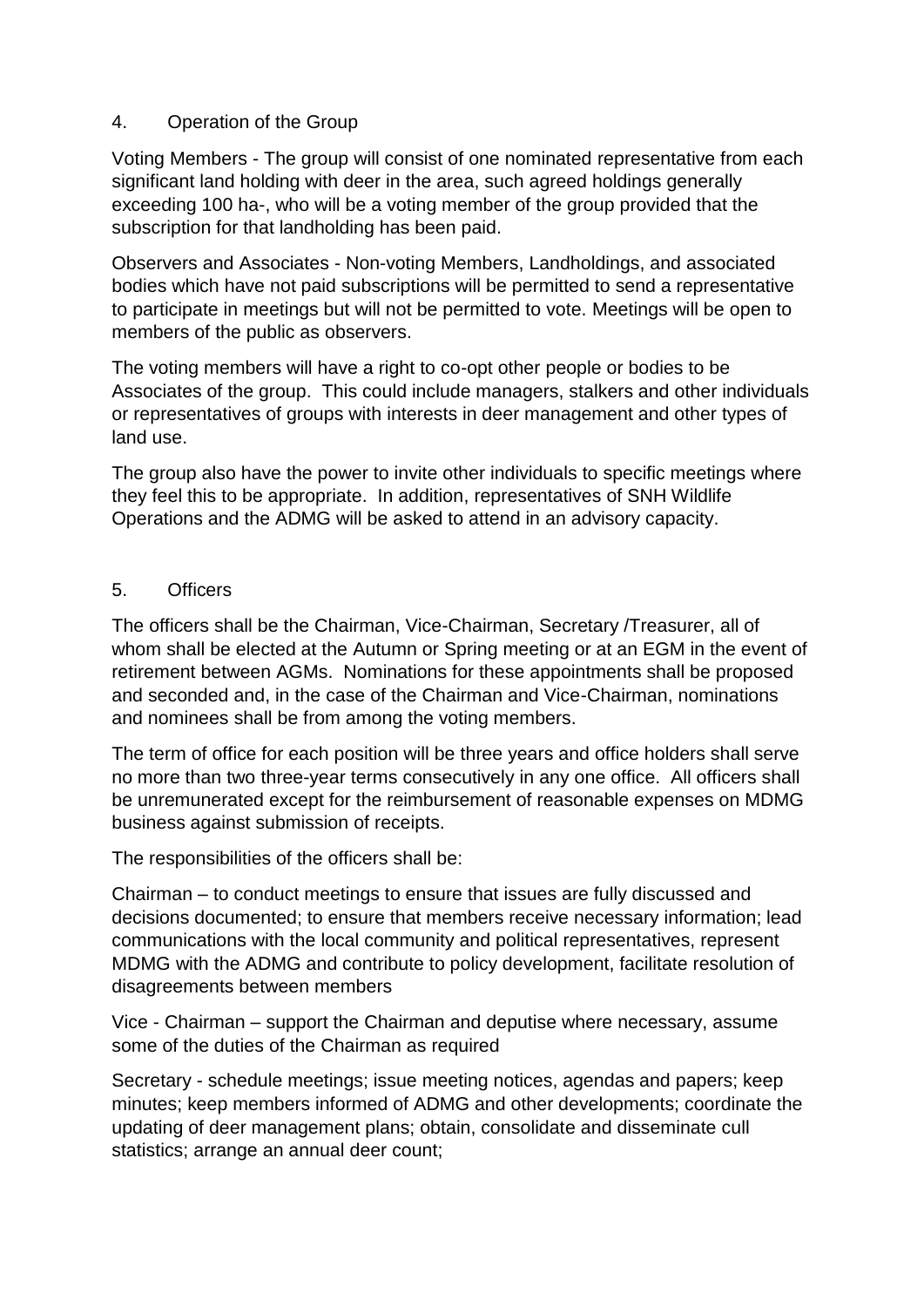## 4. Operation of the Group

Voting Members - The group will consist of one nominated representative from each significant land holding with deer in the area, such agreed holdings generally exceeding 100 ha-, who will be a voting member of the group provided that the subscription for that landholding has been paid.

Observers and Associates - Non-voting Members, Landholdings, and associated bodies which have not paid subscriptions will be permitted to send a representative to participate in meetings but will not be permitted to vote. Meetings will be open to members of the public as observers.

The voting members will have a right to co-opt other people or bodies to be Associates of the group. This could include managers, stalkers and other individuals or representatives of groups with interests in deer management and other types of land use.

The group also have the power to invite other individuals to specific meetings where they feel this to be appropriate. In addition, representatives of SNH Wildlife Operations and the ADMG will be asked to attend in an advisory capacity.

## 5. Officers

The officers shall be the Chairman, Vice-Chairman, Secretary /Treasurer, all of whom shall be elected at the Autumn or Spring meeting or at an EGM in the event of retirement between AGMs. Nominations for these appointments shall be proposed and seconded and, in the case of the Chairman and Vice-Chairman, nominations and nominees shall be from among the voting members.

The term of office for each position will be three years and office holders shall serve no more than two three-year terms consecutively in any one office. All officers shall be unremunerated except for the reimbursement of reasonable expenses on MDMG business against submission of receipts.

The responsibilities of the officers shall be:

Chairman – to conduct meetings to ensure that issues are fully discussed and decisions documented; to ensure that members receive necessary information; lead communications with the local community and political representatives, represent MDMG with the ADMG and contribute to policy development, facilitate resolution of disagreements between members

Vice - Chairman – support the Chairman and deputise where necessary, assume some of the duties of the Chairman as required

Secretary - schedule meetings; issue meeting notices, agendas and papers; keep minutes; keep members informed of ADMG and other developments; coordinate the updating of deer management plans; obtain, consolidate and disseminate cull statistics; arrange an annual deer count;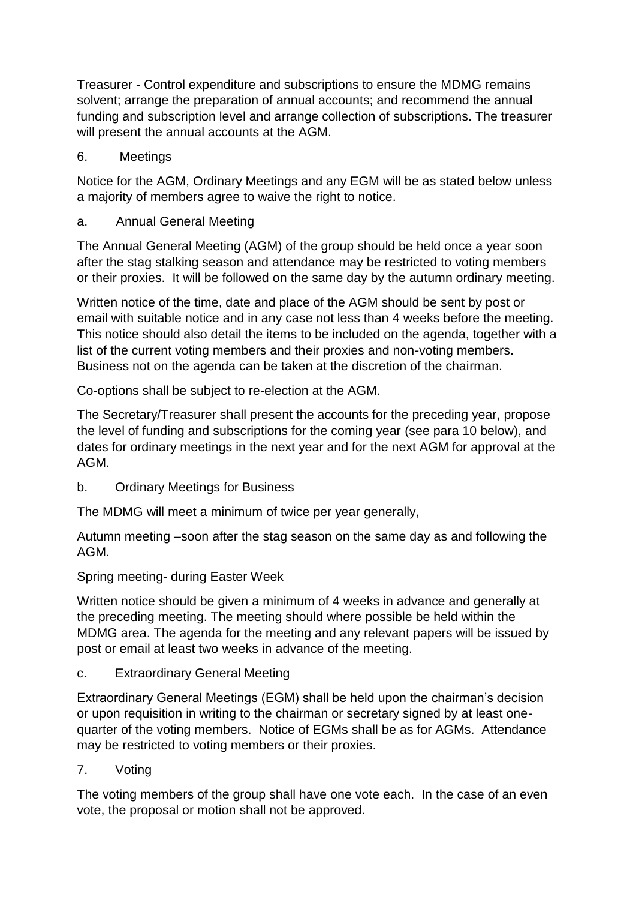Treasurer - Control expenditure and subscriptions to ensure the MDMG remains solvent; arrange the preparation of annual accounts; and recommend the annual funding and subscription level and arrange collection of subscriptions. The treasurer will present the annual accounts at the AGM.

## 6. Meetings

Notice for the AGM, Ordinary Meetings and any EGM will be as stated below unless a majority of members agree to waive the right to notice.

### a. Annual General Meeting

The Annual General Meeting (AGM) of the group should be held once a year soon after the stag stalking season and attendance may be restricted to voting members or their proxies. It will be followed on the same day by the autumn ordinary meeting.

Written notice of the time, date and place of the AGM should be sent by post or email with suitable notice and in any case not less than 4 weeks before the meeting. This notice should also detail the items to be included on the agenda, together with a list of the current voting members and their proxies and non-voting members. Business not on the agenda can be taken at the discretion of the chairman.

Co-options shall be subject to re-election at the AGM.

The Secretary/Treasurer shall present the accounts for the preceding year, propose the level of funding and subscriptions for the coming year (see para 10 below), and dates for ordinary meetings in the next year and for the next AGM for approval at the AGM.

### b. Ordinary Meetings for Business

The MDMG will meet a minimum of twice per year generally,

Autumn meeting –soon after the stag season on the same day as and following the AGM.

Spring meeting- during Easter Week

Written notice should be given a minimum of 4 weeks in advance and generally at the preceding meeting. The meeting should where possible be held within the MDMG area. The agenda for the meeting and any relevant papers will be issued by post or email at least two weeks in advance of the meeting.

### c. Extraordinary General Meeting

Extraordinary General Meetings (EGM) shall be held upon the chairman's decision or upon requisition in writing to the chairman or secretary signed by at least one-quarter of the voting members. Notice of EGMs shall be as for AGMs. Attendance may be restricted to voting members or their proxies.

## 7. Voting

The voting members of the group shall have one vote each. In the case of an even vote, the proposal or motion shall not be approved.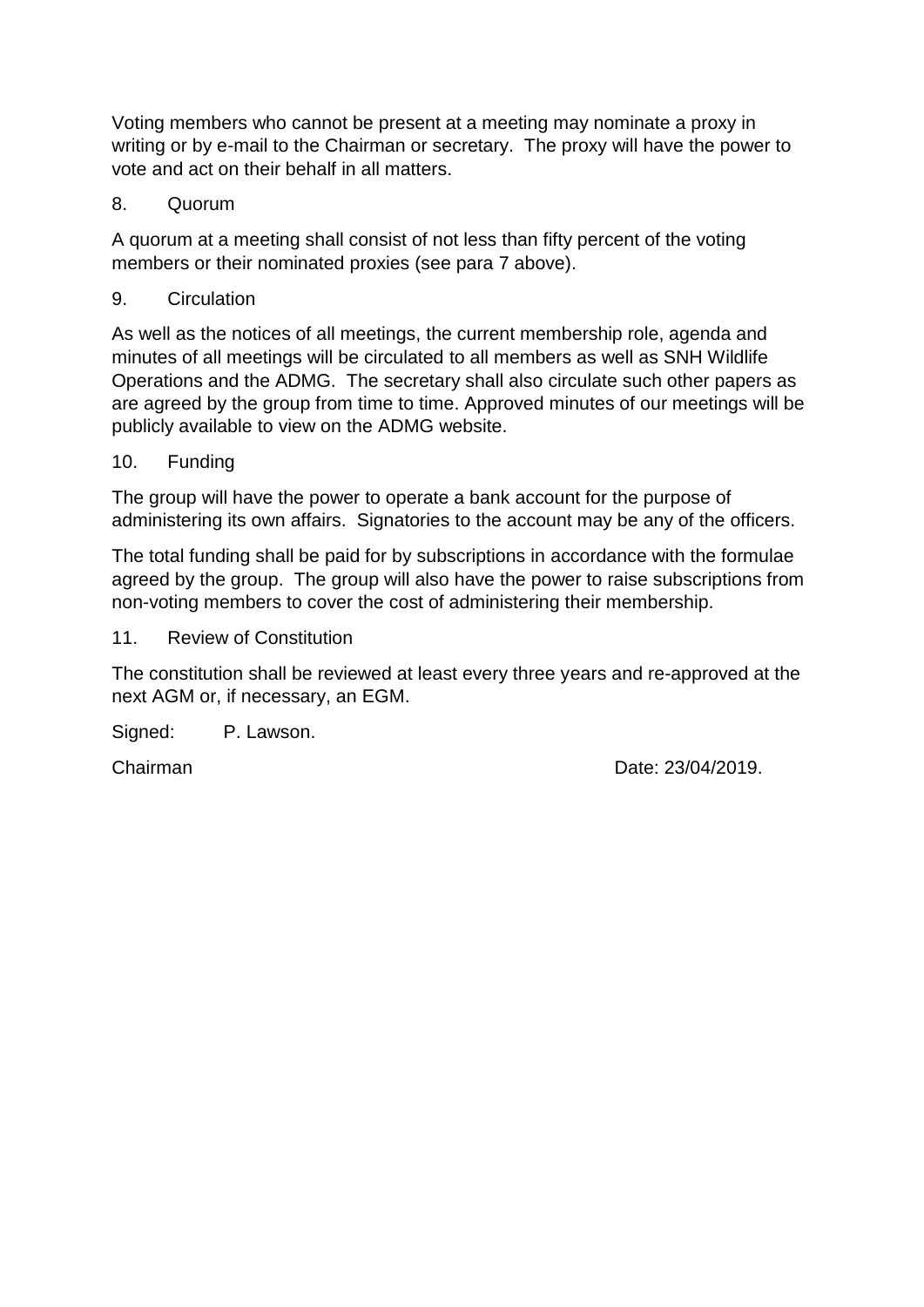Voting members who cannot be present at a meeting may nominate a proxy in writing or by e-mail to the Chairman or secretary. The proxy will have the power to vote and act on their behalf in all matters.

8. Quorum

A quorum at a meeting shall consist of not less than fifty percent of the voting members or their nominated proxies (see para 7 above).

9. Circulation

As well as the notices of all meetings, the current membership role, agenda and minutes of all meetings will be circulated to all members as well as SNH Wildlife Operations and the ADMG. The secretary shall also circulate such other papers as are agreed by the group from time to time. Approved minutes of our meetings will be publicly available to view on the ADMG website.

10. Funding

The group will have the power to operate a bank account for the purpose of administering its own affairs. Signatories to the account may be any of the officers.

The total funding shall be paid for by subscriptions in accordance with the formulae agreed by the group. The group will also have the power to raise subscriptions from non-voting members to cover the cost of administering their membership.

11. Review of Constitution

The constitution shall be reviewed at least every three years and re-approved at the next AGM or, if necessary, an EGM.

Signed: P. Lawson.

Chairman Date: 23/04/2019.